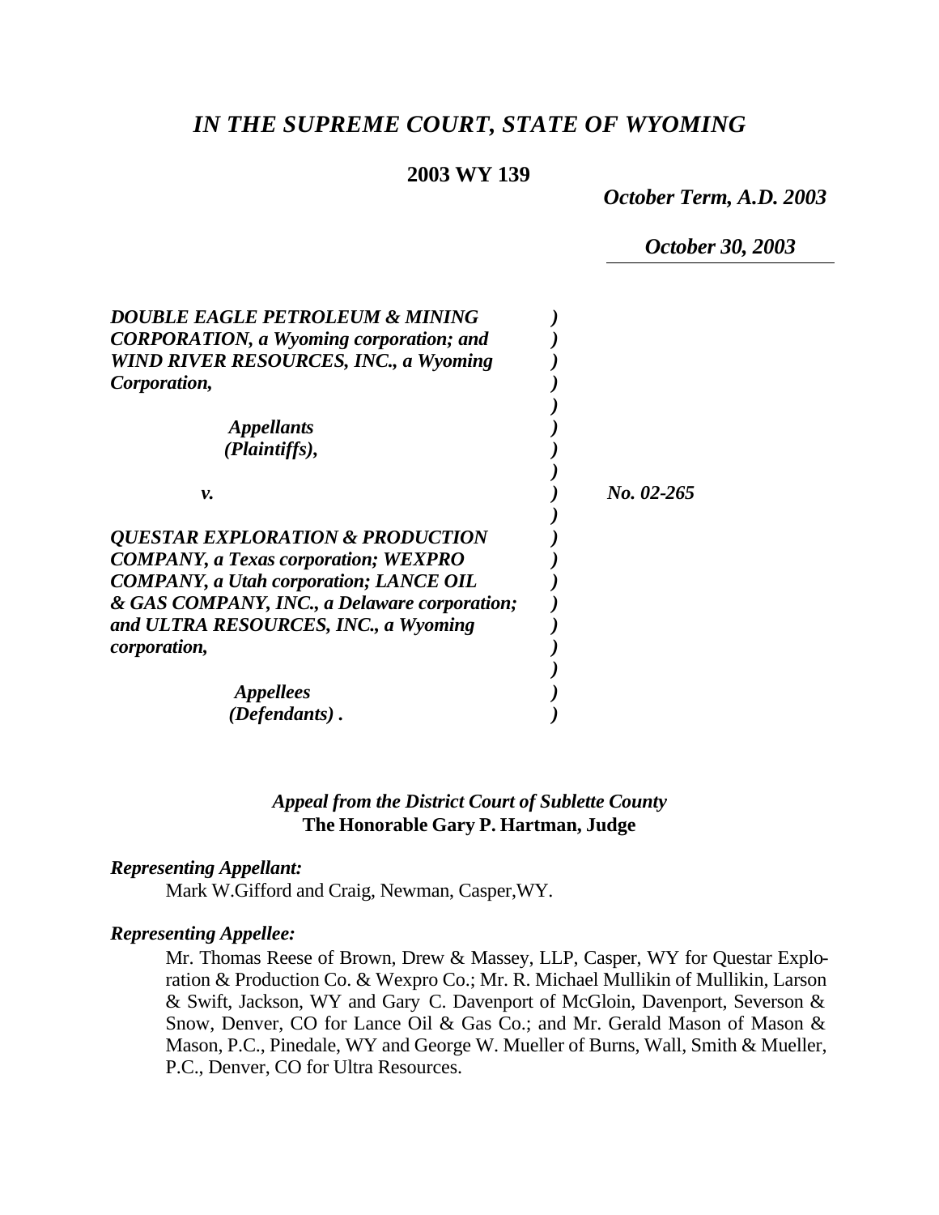# *IN THE SUPREME COURT, STATE OF WYOMING*

**2003 WY 139**

*October Term, A.D. 2003*

*October 30, 2003*

***DOUBLE EAGLE PETROLEUM & MINING CORPORATION, a Wyoming corporation; and WIND RIVER RESOURCES, INC., a Wyoming Corporation,***

***Appellants (Plaintiffs),***

***v.***

***QUESTAR EXPLORATION & PRODUCTION COMPANY, a Texas corporation; WEXPRO COMPANY, a Utah corporation; LANCE OIL & GAS COMPANY, INC., a Delaware corporation; and ULTRA RESOURCES, INC., a Wyoming corporation,***

***Appellees (Defendants) .***

*No. 02-265*

*Appeal from the District Court of Sublette County*
**The Honorable Gary P. Hartman, Judge**

***Representing Appellant:***

Mark W.Gifford and Craig, Newman, Casper,WY.

***Representing Appellee:***

Mr. Thomas Reese of Brown, Drew & Massey, LLP, Casper, WY for Questar Exploration & Production Co. & Wexpro Co.; Mr. R. Michael Mullikin of Mullikin, Larson & Swift, Jackson, WY and Gary C. Davenport of McGloin, Davenport, Severson & Snow, Denver, CO for Lance Oil & Gas Co.; and Mr. Gerald Mason of Mason & Mason, P.C., Pinedale, WY and George W. Mueller of Burns, Wall, Smith & Mueller, P.C., Denver, CO for Ultra Resources.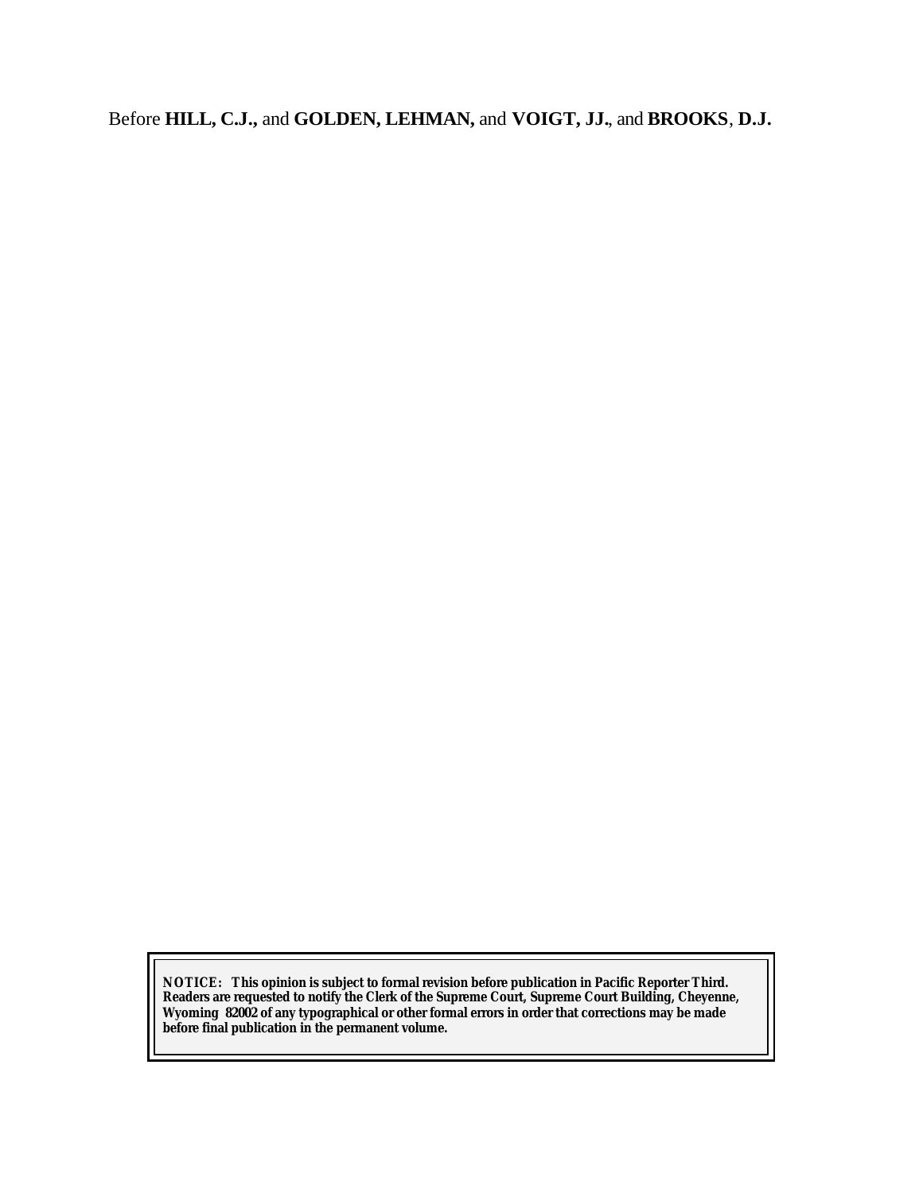Before **HILL, C.J.,** and **GOLDEN, LEHMAN,** and **VOIGT, JJ.**, and **BROOKS**, **D.J.**

**NOTICE: This opinion is subject to formal revision before publication in Pacific Reporter Third. Readers are requested to notify the Clerk of the Supreme Court, Supreme Court Building, Cheyenne, Wyoming 82002 of any typographical or other formal errors in order that corrections may be made before final publication in the permanent volume.**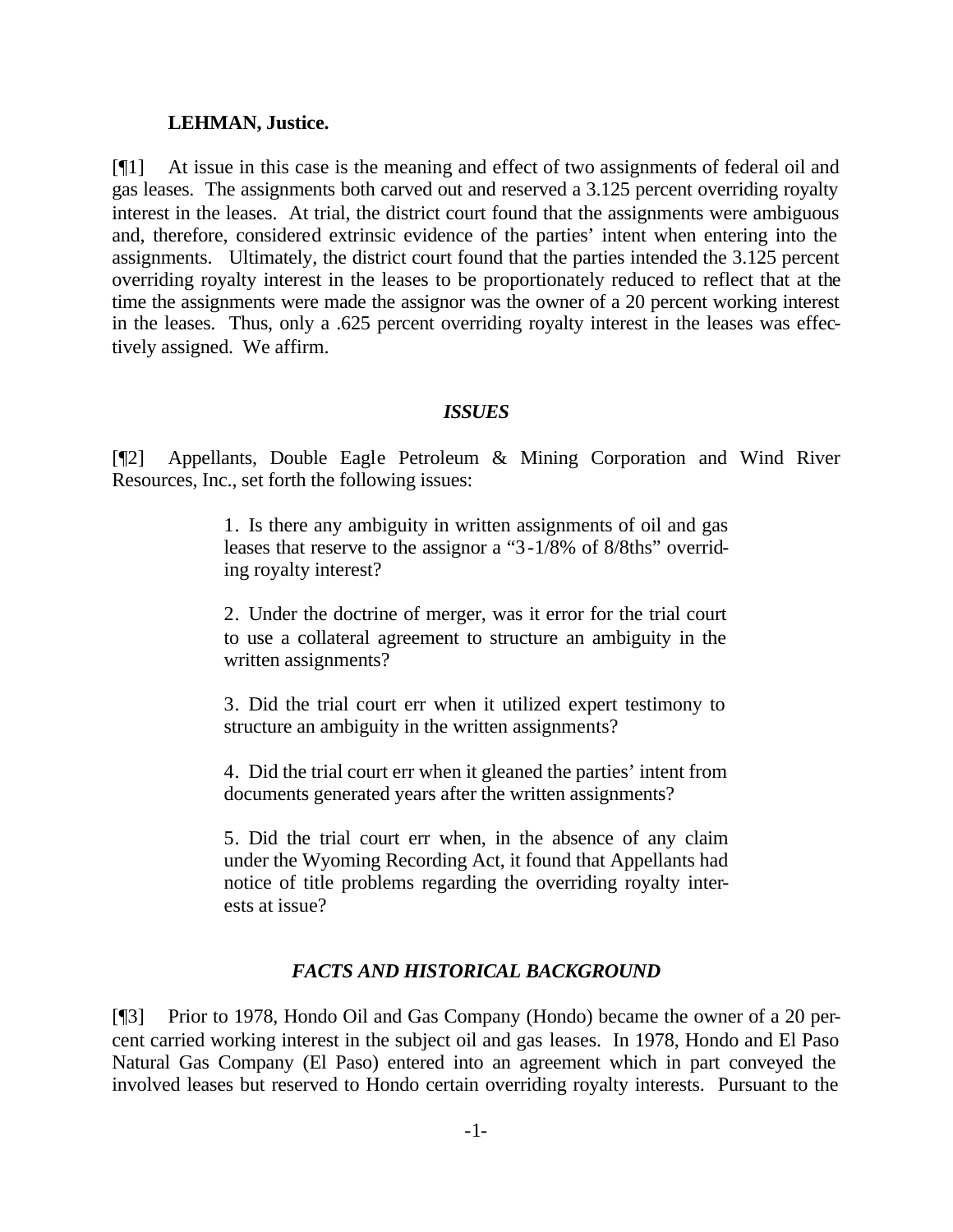**LEHMAN, Justice.**

[¶1] At issue in this case is the meaning and effect of two assignments of federal oil and gas leases. The assignments both carved out and reserved a 3.125 percent overriding royalty interest in the leases. At trial, the district court found that the assignments were ambiguous and, therefore, considered extrinsic evidence of the parties' intent when entering into the assignments. Ultimately, the district court found that the parties intended the 3.125 percent overriding royalty interest in the leases to be proportionately reduced to reflect that at the time the assignments were made the assignor was the owner of a 20 percent working interest in the leases. Thus, only a .625 percent overriding royalty interest in the leases was effectively assigned. We affirm.

### *ISSUES*

[¶2] Appellants, Double Eagle Petroleum & Mining Corporation and Wind River Resources, Inc., set forth the following issues:

> 1. Is there any ambiguity in written assignments of oil and gas leases that reserve to the assignor a "3-1/8% of 8/8ths" overriding royalty interest?
>
> 2. Under the doctrine of merger, was it error for the trial court to use a collateral agreement to structure an ambiguity in the written assignments?
>
> 3. Did the trial court err when it utilized expert testimony to structure an ambiguity in the written assignments?
>
> 4. Did the trial court err when it gleaned the parties' intent from documents generated years after the written assignments?
>
> 5. Did the trial court err when, in the absence of any claim under the Wyoming Recording Act, it found that Appellants had notice of title problems regarding the overriding royalty interests at issue?

### *FACTS AND HISTORICAL BACKGROUND*

[¶3] Prior to 1978, Hondo Oil and Gas Company (Hondo) became the owner of a 20 percent carried working interest in the subject oil and gas leases. In 1978, Hondo and El Paso Natural Gas Company (El Paso) entered into an agreement which in part conveyed the involved leases but reserved to Hondo certain overriding royalty interests. Pursuant to the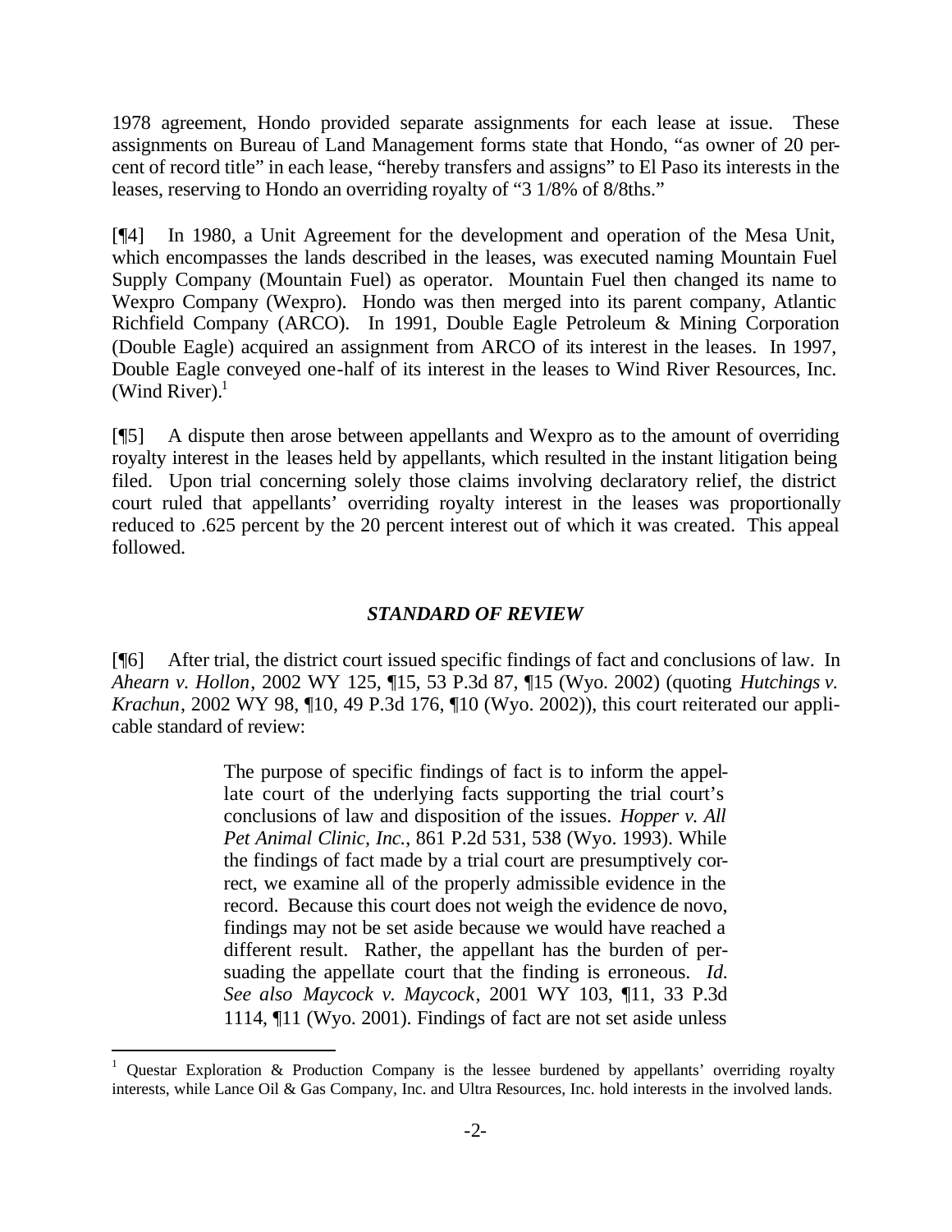1978 agreement, Hondo provided separate assignments for each lease at issue. These assignments on Bureau of Land Management forms state that Hondo, "as owner of 20 percent of record title" in each lease, "hereby transfers and assigns" to El Paso its interests in the leases, reserving to Hondo an overriding royalty of "3 1/8% of 8/8ths."

[¶4] In 1980, a Unit Agreement for the development and operation of the Mesa Unit, which encompasses the lands described in the leases, was executed naming Mountain Fuel Supply Company (Mountain Fuel) as operator. Mountain Fuel then changed its name to Wexpro Company (Wexpro). Hondo was then merged into its parent company, Atlantic Richfield Company (ARCO). In 1991, Double Eagle Petroleum & Mining Corporation (Double Eagle) acquired an assignment from ARCO of its interest in the leases. In 1997, Double Eagle conveyed one-half of its interest in the leases to Wind River Resources, Inc. (Wind River).[1]

[¶5] A dispute then arose between appellants and Wexpro as to the amount of overriding royalty interest in the leases held by appellants, which resulted in the instant litigation being filed. Upon trial concerning solely those claims involving declaratory relief, the district court ruled that appellants' overriding royalty interest in the leases was proportionally reduced to .625 percent by the 20 percent interest out of which it was created. This appeal followed.

### *STANDARD OF REVIEW*

[¶6] After trial, the district court issued specific findings of fact and conclusions of law. In *Ahearn v. Hollon*, 2002 WY 125, ¶15, 53 P.3d 87, ¶15 (Wyo. 2002) (quoting *Hutchings v. Krachun*, 2002 WY 98, ¶10, 49 P.3d 176, ¶10 (Wyo. 2002)), this court reiterated our applicable standard of review:

> The purpose of specific findings of fact is to inform the appellate court of the underlying facts supporting the trial court's conclusions of law and disposition of the issues. *Hopper v. All Pet Animal Clinic, Inc.*, 861 P.2d 531, 538 (Wyo. 1993). While the findings of fact made by a trial court are presumptively correct, we examine all of the properly admissible evidence in the record. Because this court does not weigh the evidence de novo, findings may not be set aside because we would have reached a different result. Rather, the appellant has the burden of persuading the appellate court that the finding is erroneous. *Id. See also Maycock v. Maycock*, 2001 WY 103, ¶11, 33 P.3d 1114, ¶11 (Wyo. 2001). Findings of fact are not set aside unless

---

[1] Questar Exploration & Production Company is the lessee burdened by appellants' overriding royalty interests, while Lance Oil & Gas Company, Inc. and Ultra Resources, Inc. hold interests in the involved lands.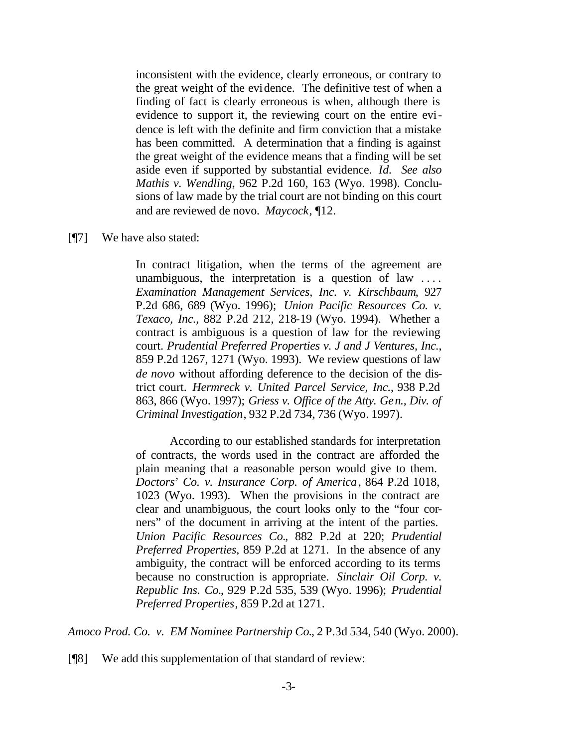> inconsistent with the evidence, clearly erroneous, or contrary to the great weight of the evidence. The definitive test of when a finding of fact is clearly erroneous is when, although there is evidence to support it, the reviewing court on the entire evidence is left with the definite and firm conviction that a mistake has been committed. A determination that a finding is against the great weight of the evidence means that a finding will be set aside even if supported by substantial evidence. *Id.* *See also* *Mathis v. Wendling*, 962 P.2d 160, 163 (Wyo. 1998). Conclusions of law made by the trial court are not binding on this court and are reviewed de novo. *Maycock*, ¶12.

[¶7] We have also stated:

> In contract litigation, when the terms of the agreement are unambiguous, the interpretation is a question of law .... *Examination Management Services, Inc. v. Kirschbaum*, 927 P.2d 686, 689 (Wyo. 1996); *Union Pacific Resources Co. v. Texaco, Inc.*, 882 P.2d 212, 218-19 (Wyo. 1994). Whether a contract is ambiguous is a question of law for the reviewing court. *Prudential Preferred Properties v. J and J Ventures, Inc.*, 859 P.2d 1267, 1271 (Wyo. 1993). We review questions of law *de novo* without affording deference to the decision of the district court. *Hermreck v. United Parcel Service, Inc.*, 938 P.2d 863, 866 (Wyo. 1997); *Griess v. Office of the Atty. Gen., Div. of Criminal Investigation*, 932 P.2d 734, 736 (Wyo. 1997).
>
> According to our established standards for interpretation of contracts, the words used in the contract are afforded the plain meaning that a reasonable person would give to them. *Doctors' Co. v. Insurance Corp. of America*, 864 P.2d 1018, 1023 (Wyo. 1993). When the provisions in the contract are clear and unambiguous, the court looks only to the "four corners" of the document in arriving at the intent of the parties. *Union Pacific Resources Co.*, 882 P.2d at 220; *Prudential Preferred Properties*, 859 P.2d at 1271. In the absence of any ambiguity, the contract will be enforced according to its terms because no construction is appropriate. *Sinclair Oil Corp. v. Republic Ins. Co.*, 929 P.2d 535, 539 (Wyo. 1996); *Prudential Preferred Properties*, 859 P.2d at 1271.

*Amoco Prod. Co. v. EM Nominee Partnership Co.*, 2 P.3d 534, 540 (Wyo. 2000).

[¶8] We add this supplementation of that standard of review: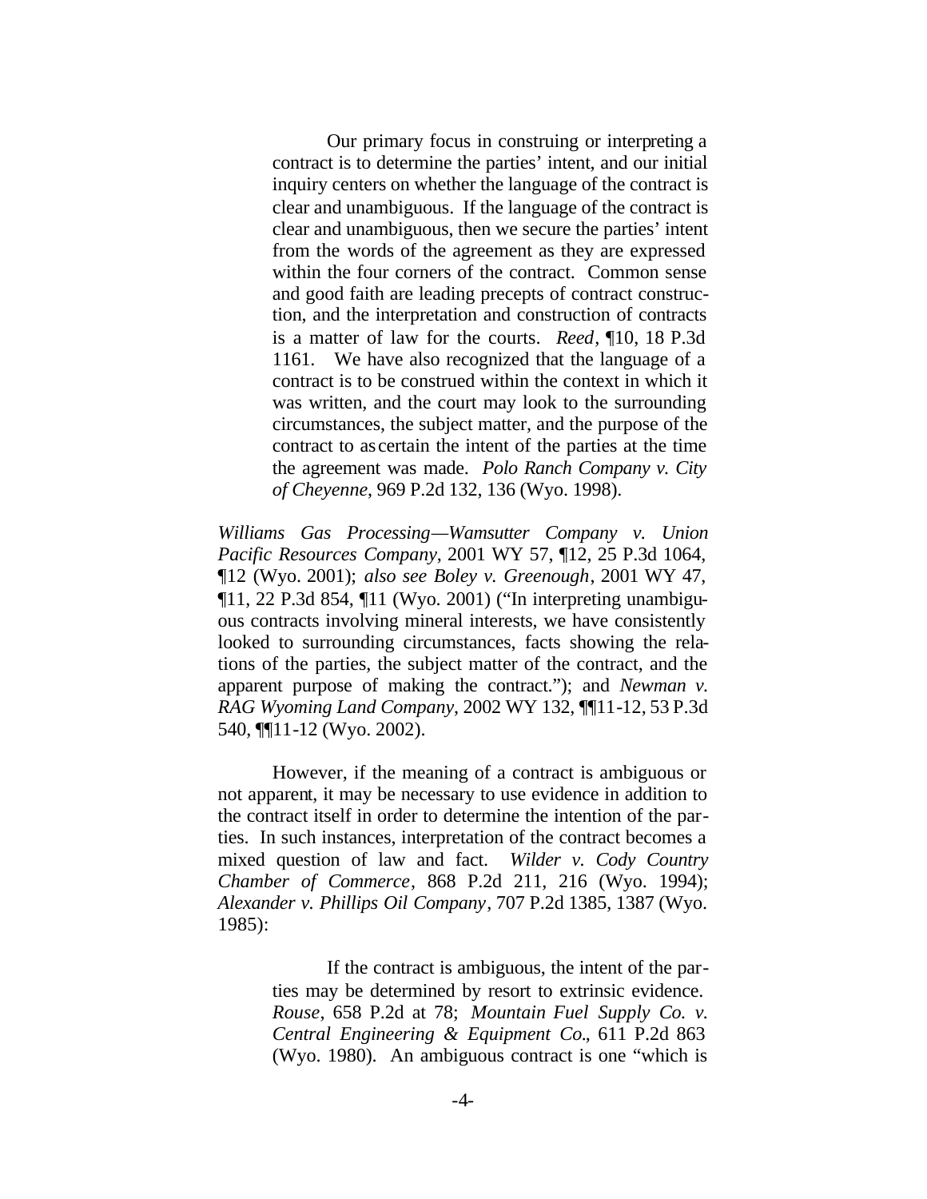> Our primary focus in construing or interpreting a contract is to determine the parties' intent, and our initial inquiry centers on whether the language of the contract is clear and unambiguous. If the language of the contract is clear and unambiguous, then we secure the parties' intent from the words of the agreement as they are expressed within the four corners of the contract. Common sense and good faith are leading precepts of contract construction, and the interpretation and construction of contracts is a matter of law for the courts. *Reed*, ¶10, 18 P.3d 1161. We have also recognized that the language of a contract is to be construed within the context in which it was written, and the court may look to the surrounding circumstances, the subject matter, and the purpose of the contract to ascertain the intent of the parties at the time the agreement was made. *Polo Ranch Company v. City of Cheyenne*, 969 P.2d 132, 136 (Wyo. 1998).

*Williams Gas Processing—Wamsutter Company v. Union Pacific Resources Company*, 2001 WY 57, ¶12, 25 P.3d 1064, ¶12 (Wyo. 2001); *also see Boley v. Greenough*, 2001 WY 47, ¶11, 22 P.3d 854, ¶11 (Wyo. 2001) ("In interpreting unambiguous contracts involving mineral interests, we have consistently looked to surrounding circumstances, facts showing the relations of the parties, the subject matter of the contract, and the apparent purpose of making the contract."); and *Newman v. RAG Wyoming Land Company*, 2002 WY 132, ¶¶11-12, 53 P.3d 540, ¶¶11-12 (Wyo. 2002).

However, if the meaning of a contract is ambiguous or not apparent, it may be necessary to use evidence in addition to the contract itself in order to determine the intention of the parties. In such instances, interpretation of the contract becomes a mixed question of law and fact. *Wilder v. Cody Country Chamber of Commerce*, 868 P.2d 211, 216 (Wyo. 1994); *Alexander v. Phillips Oil Company*, 707 P.2d 1385, 1387 (Wyo. 1985):

> If the contract is ambiguous, the intent of the parties may be determined by resort to extrinsic evidence. *Rouse*, 658 P.2d at 78; *Mountain Fuel Supply Co. v. Central Engineering & Equipment Co.*, 611 P.2d 863 (Wyo. 1980). An ambiguous contract is one "which is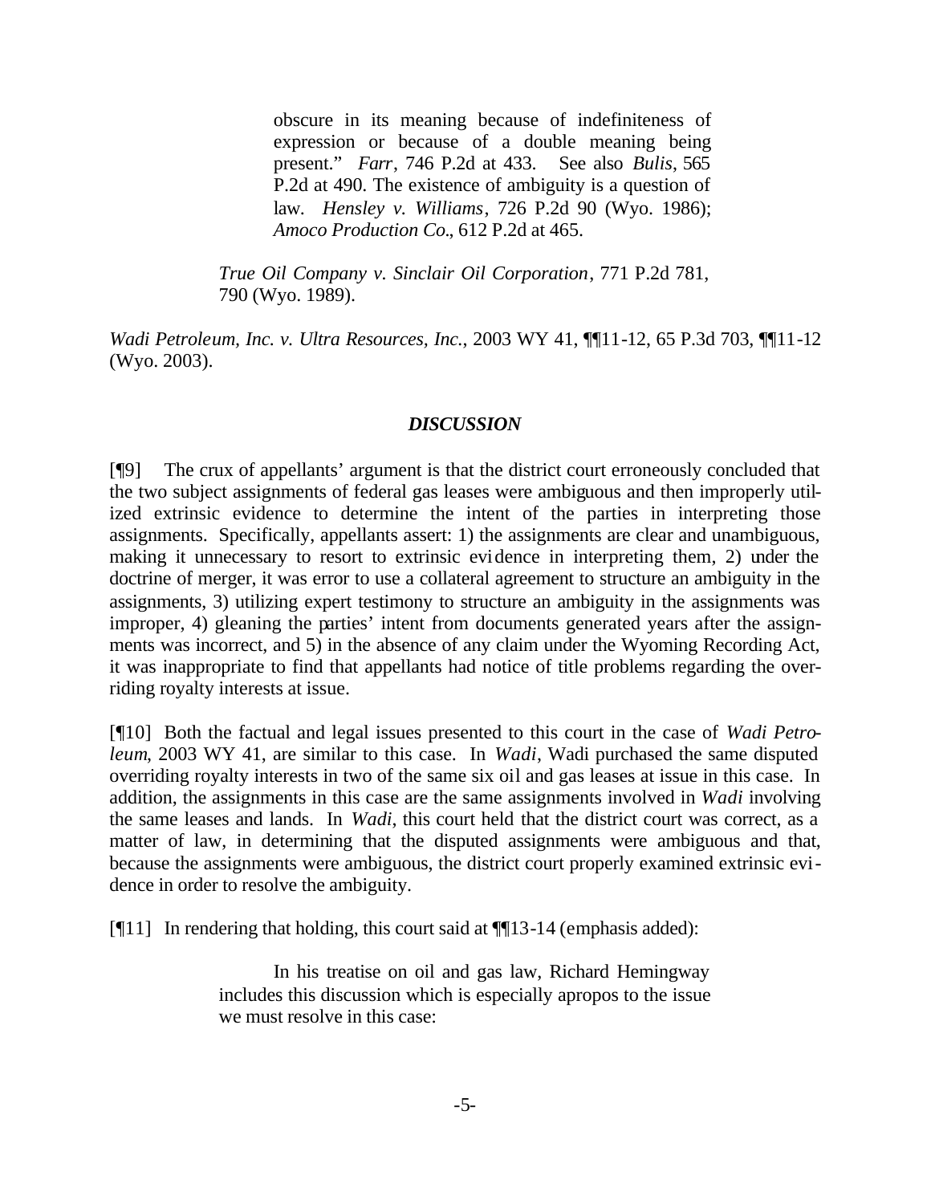> obscure in its meaning because of indefiniteness of expression or because of a double meaning being present." *Farr*, 746 P.2d at 433. See also *Bulis*, 565 P.2d at 490. The existence of ambiguity is a question of law. *Hensley v. Williams*, 726 P.2d 90 (Wyo. 1986); *Amoco Production Co.*, 612 P.2d at 465.
>
> *True Oil Company v. Sinclair Oil Corporation*, 771 P.2d 781, 790 (Wyo. 1989).

*Wadi Petroleum, Inc. v. Ultra Resources, Inc.*, 2003 WY 41, ¶¶11-12, 65 P.3d 703, ¶¶11-12 (Wyo. 2003).

## *DISCUSSION*

[¶9] The crux of appellants' argument is that the district court erroneously concluded that the two subject assignments of federal gas leases were ambiguous and then improperly utilized extrinsic evidence to determine the intent of the parties in interpreting those assignments. Specifically, appellants assert: 1) the assignments are clear and unambiguous, making it unnecessary to resort to extrinsic evidence in interpreting them, 2) under the doctrine of merger, it was error to use a collateral agreement to structure an ambiguity in the assignments, 3) utilizing expert testimony to structure an ambiguity in the assignments was improper, 4) gleaning the parties' intent from documents generated years after the assignments was incorrect, and 5) in the absence of any claim under the Wyoming Recording Act, it was inappropriate to find that appellants had notice of title problems regarding the overriding royalty interests at issue.

[¶10] Both the factual and legal issues presented to this court in the case of *Wadi Petroleum*, 2003 WY 41, are similar to this case. In *Wadi*, Wadi purchased the same disputed overriding royalty interests in two of the same six oil and gas leases at issue in this case. In addition, the assignments in this case are the same assignments involved in *Wadi* involving the same leases and lands. In *Wadi*, this court held that the district court was correct, as a matter of law, in determining that the disputed assignments were ambiguous and that, because the assignments were ambiguous, the district court properly examined extrinsic evidence in order to resolve the ambiguity.

[¶11] In rendering that holding, this court said at ¶¶13-14 (emphasis added):

> In his treatise on oil and gas law, Richard Hemingway includes this discussion which is especially apropos to the issue we must resolve in this case: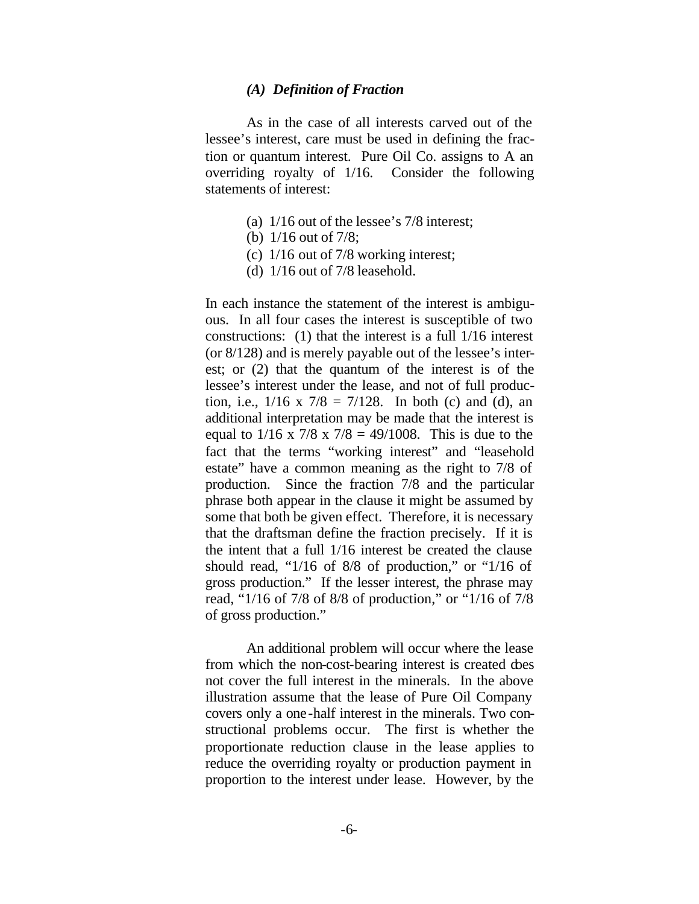### *(A) Definition of Fraction*

As in the case of all interests carved out of the lessee's interest, care must be used in defining the fraction or quantum interest. Pure Oil Co. assigns to A an overriding royalty of 1/16. Consider the following statements of interest:

(a) 1/16 out of the lessee's 7/8 interest;
(b) 1/16 out of 7/8;
(c) 1/16 out of 7/8 working interest;
(d) 1/16 out of 7/8 leasehold.

In each instance the statement of the interest is ambiguous. In all four cases the interest is susceptible of two constructions: (1) that the interest is a full 1/16 interest (or 8/128) and is merely payable out of the lessee's interest; or (2) that the quantum of the interest is of the lessee's interest under the lease, and not of full production, i.e., 1/16 x 7/8 = 7/128. In both (c) and (d), an additional interpretation may be made that the interest is equal to 1/16 x 7/8 x 7/8 = 49/1008. This is due to the fact that the terms "working interest" and "leasehold estate" have a common meaning as the right to 7/8 of production. Since the fraction 7/8 and the particular phrase both appear in the clause it might be assumed by some that both be given effect. Therefore, it is necessary that the draftsman define the fraction precisely. If it is the intent that a full 1/16 interest be created the clause should read, "1/16 of 8/8 of production," or "1/16 of gross production." If the lesser interest, the phrase may read, "1/16 of 7/8 of 8/8 of production," or "1/16 of 7/8 of gross production."

An additional problem will occur where the lease from which the non-cost-bearing interest is created does not cover the full interest in the minerals. In the above illustration assume that the lease of Pure Oil Company covers only a one-half interest in the minerals. Two constructional problems occur. The first is whether the proportionate reduction clause in the lease applies to reduce the overriding royalty or production payment in proportion to the interest under lease. However, by the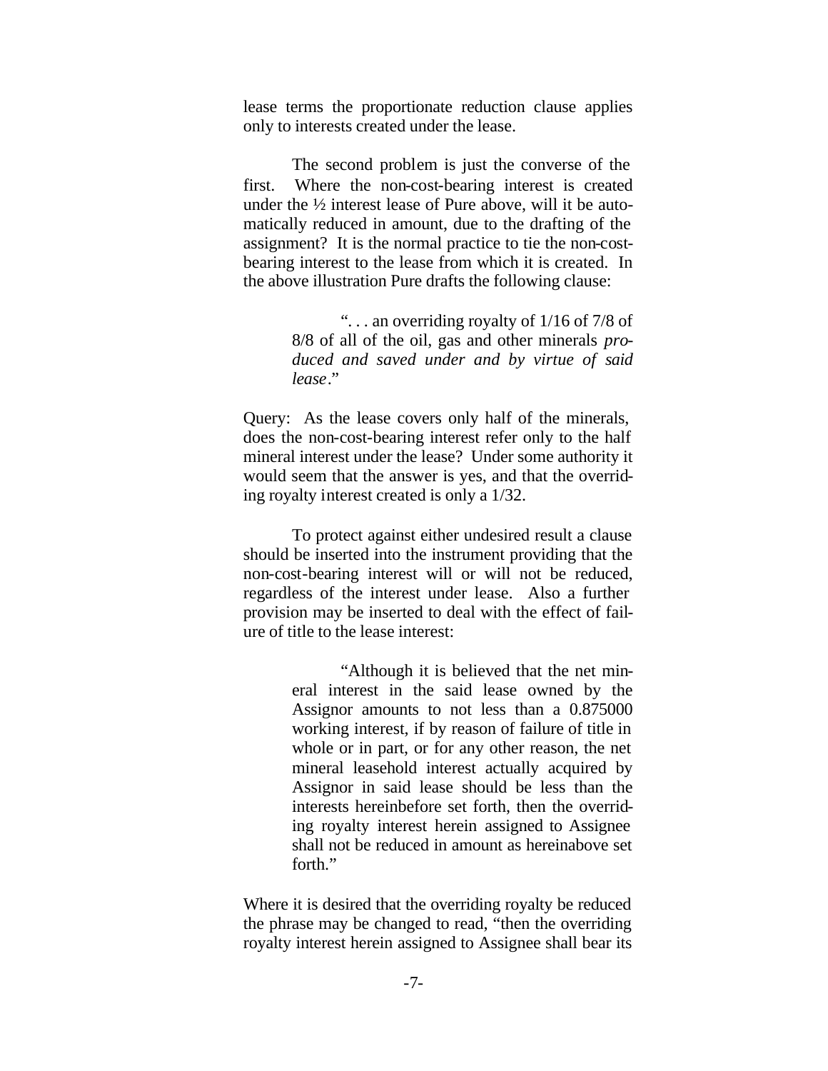lease terms the proportionate reduction clause applies only to interests created under the lease.

The second problem is just the converse of the first. Where the non-cost-bearing interest is created under the ½ interest lease of Pure above, will it be automatically reduced in amount, due to the drafting of the assignment? It is the normal practice to tie the non-cost-bearing interest to the lease from which it is created. In the above illustration Pure drafts the following clause:

> ". . . an overriding royalty of 1/16 of 7/8 of 8/8 of all of the oil, gas and other minerals *produced and saved under and by virtue of said lease*."

Query: As the lease covers only half of the minerals, does the non-cost-bearing interest refer only to the half mineral interest under the lease? Under some authority it would seem that the answer is yes, and that the overriding royalty interest created is only a 1/32.

To protect against either undesired result a clause should be inserted into the instrument providing that the non-cost-bearing interest will or will not be reduced, regardless of the interest under lease. Also a further provision may be inserted to deal with the effect of failure of title to the lease interest:

> "Although it is believed that the net mineral interest in the said lease owned by the Assignor amounts to not less than a 0.875000 working interest, if by reason of failure of title in whole or in part, or for any other reason, the net mineral leasehold interest actually acquired by Assignor in said lease should be less than the interests hereinbefore set forth, then the overriding royalty interest herein assigned to Assignee shall not be reduced in amount as hereinabove set forth."

Where it is desired that the overriding royalty be reduced the phrase may be changed to read, "then the overriding royalty interest herein assigned to Assignee shall bear its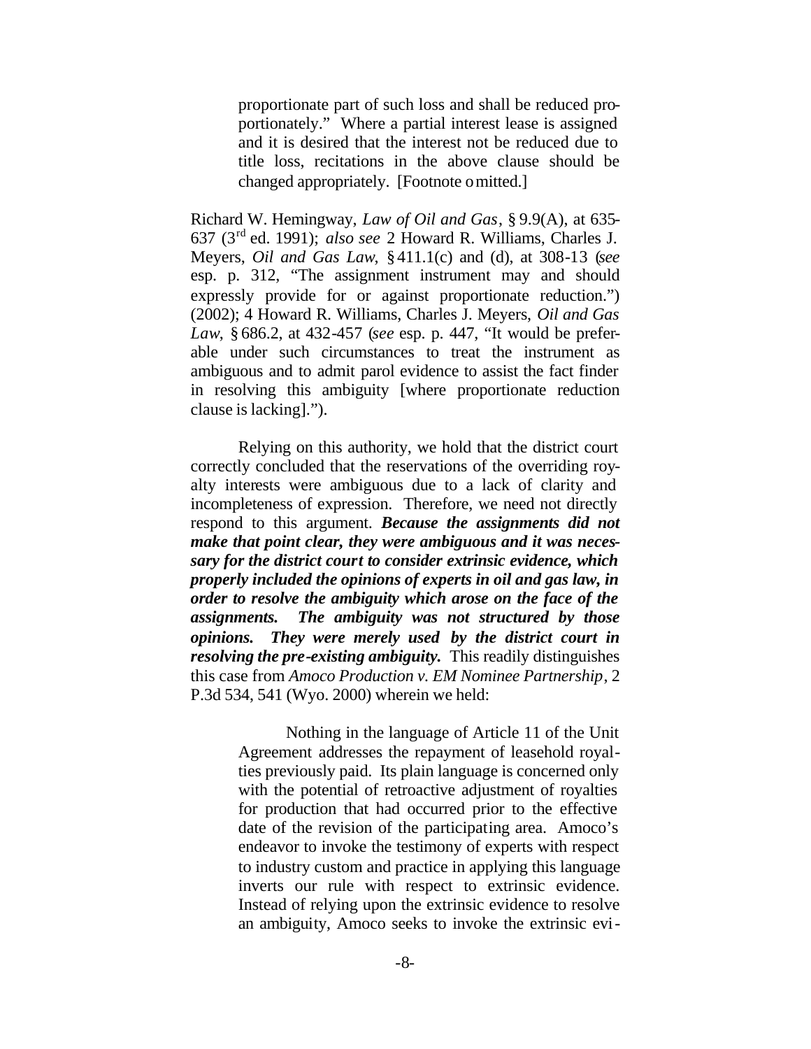> proportionate part of such loss and shall be reduced proportionately." Where a partial interest lease is assigned and it is desired that the interest not be reduced due to title loss, recitations in the above clause should be changed appropriately. [Footnote omitted.]

Richard W. Hemingway, *Law of Oil and Gas*, § 9.9(A), at 635-637 (3rd ed. 1991); *also see* 2 Howard R. Williams, Charles J. Meyers, *Oil and Gas Law*, § 411.1(c) and (d), at 308-13 (*see* esp. p. 312, "The assignment instrument may and should expressly provide for or against proportionate reduction.") (2002); 4 Howard R. Williams, Charles J. Meyers, *Oil and Gas Law*, § 686.2, at 432-457 (*see* esp. p. 447, "It would be preferable under such circumstances to treat the instrument as ambiguous and to admit parol evidence to assist the fact finder in resolving this ambiguity [where proportionate reduction clause is lacking].").

Relying on this authority, we hold that the district court correctly concluded that the reservations of the overriding royalty interests were ambiguous due to a lack of clarity and incompleteness of expression. Therefore, we need not directly respond to this argument. ***Because the assignments did not make that point clear, they were ambiguous and it was necessary for the district court to consider extrinsic evidence, which properly included the opinions of experts in oil and gas law, in order to resolve the ambiguity which arose on the face of the assignments. The ambiguity was not structured by those opinions. They were merely used by the district court in resolving the pre-existing ambiguity.*** This readily distinguishes this case from *Amoco Production v. EM Nominee Partnership*, 2 P.3d 534, 541 (Wyo. 2000) wherein we held:

> Nothing in the language of Article 11 of the Unit Agreement addresses the repayment of leasehold royalties previously paid. Its plain language is concerned only with the potential of retroactive adjustment of royalties for production that had occurred prior to the effective date of the revision of the participating area. Amoco's endeavor to invoke the testimony of experts with respect to industry custom and practice in applying this language inverts our rule with respect to extrinsic evidence. Instead of relying upon the extrinsic evidence to resolve an ambiguity, Amoco seeks to invoke the extrinsic evi-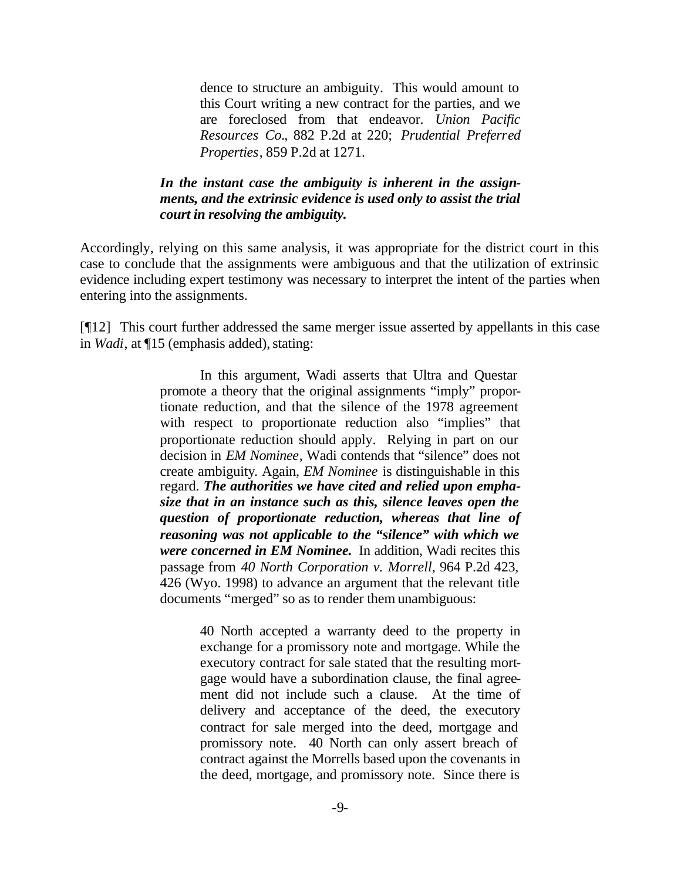> dence to structure an ambiguity. This would amount to this Court writing a new contract for the parties, and we are foreclosed from that endeavor. *Union Pacific Resources Co.*, 882 P.2d at 220; *Prudential Preferred Properties*, 859 P.2d at 1271.
>
> ***In the instant case the ambiguity is inherent in the assignments, and the extrinsic evidence is used only to assist the trial court in resolving the ambiguity.***

Accordingly, relying on this same analysis, it was appropriate for the district court in this case to conclude that the assignments were ambiguous and that the utilization of extrinsic evidence including expert testimony was necessary to interpret the intent of the parties when entering into the assignments.

[¶12] This court further addressed the same merger issue asserted by appellants in this case in *Wadi*, at ¶15 (emphasis added), stating:

> In this argument, Wadi asserts that Ultra and Questar promote a theory that the original assignments "imply" proportionate reduction, and that the silence of the 1978 agreement with respect to proportionate reduction also "implies" that proportionate reduction should apply. Relying in part on our decision in *EM Nominee*, Wadi contends that "silence" does not create ambiguity. Again, *EM Nominee* is distinguishable in this regard. ***The authorities we have cited and relied upon emphasize that in an instance such as this, silence leaves open the question of proportionate reduction, whereas that line of reasoning was not applicable to the "silence" with which we were concerned in EM Nominee.*** In addition, Wadi recites this passage from *40 North Corporation v. Morrell*, 964 P.2d 423, 426 (Wyo. 1998) to advance an argument that the relevant title documents "merged" so as to render them unambiguous:
>
>> 40 North accepted a warranty deed to the property in exchange for a promissory note and mortgage. While the executory contract for sale stated that the resulting mortgage would have a subordination clause, the final agreement did not include such a clause. At the time of delivery and acceptance of the deed, the executory contract for sale merged into the deed, mortgage and promissory note. 40 North can only assert breach of contract against the Morrells based upon the covenants in the deed, mortgage, and promissory note. Since there is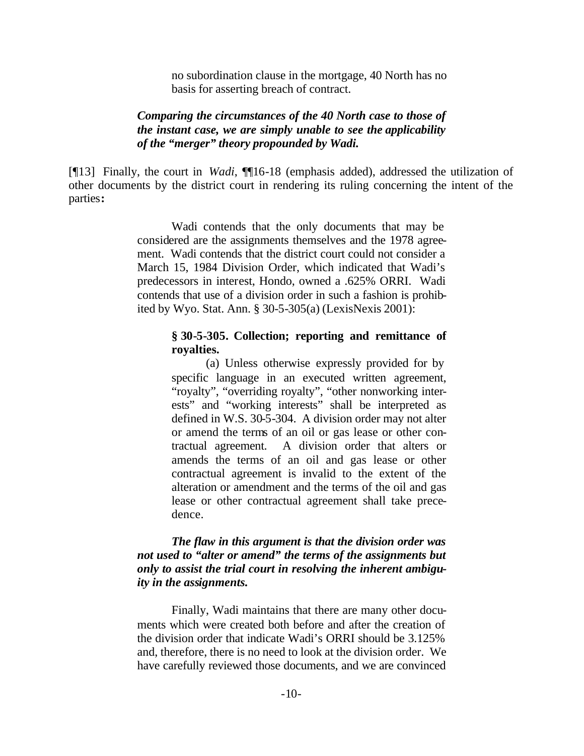> no subordination clause in the mortgage, 40 North has no basis for asserting breach of contract.
>
> ***Comparing the circumstances of the 40 North case to those of the instant case, we are simply unable to see the applicability of the "merger" theory propounded by Wadi.***

[¶13] Finally, the court in *Wadi*, ¶¶16-18 (emphasis added), addressed the utilization of other documents by the district court in rendering its ruling concerning the intent of the parties**:**

> Wadi contends that the only documents that may be considered are the assignments themselves and the 1978 agreement. Wadi contends that the district court could not consider a March 15, 1984 Division Order, which indicated that Wadi's predecessors in interest, Hondo, owned a .625% ORRI. Wadi contends that use of a division order in such a fashion is prohibited by Wyo. Stat. Ann. § 30-5-305(a) (LexisNexis 2001):
>
> > **§ 30-5-305. Collection; reporting and remittance of royalties.**
> >
> > (a) Unless otherwise expressly provided for by specific language in an executed written agreement, "royalty", "overriding royalty", "other nonworking interests" and "working interests" shall be interpreted as defined in W.S. 30-5-304. A division order may not alter or amend the terms of an oil or gas lease or other contractual agreement. A division order that alters or amends the terms of an oil and gas lease or other contractual agreement is invalid to the extent of the alteration or amendment and the terms of the oil and gas lease or other contractual agreement shall take precedence.
>
> ***The flaw in this argument is that the division order was not used to "alter or amend" the terms of the assignments but only to assist the trial court in resolving the inherent ambiguity in the assignments.***
>
> Finally, Wadi maintains that there are many other documents which were created both before and after the creation of the division order that indicate Wadi's ORRI should be 3.125% and, therefore, there is no need to look at the division order. We have carefully reviewed those documents, and we are convinced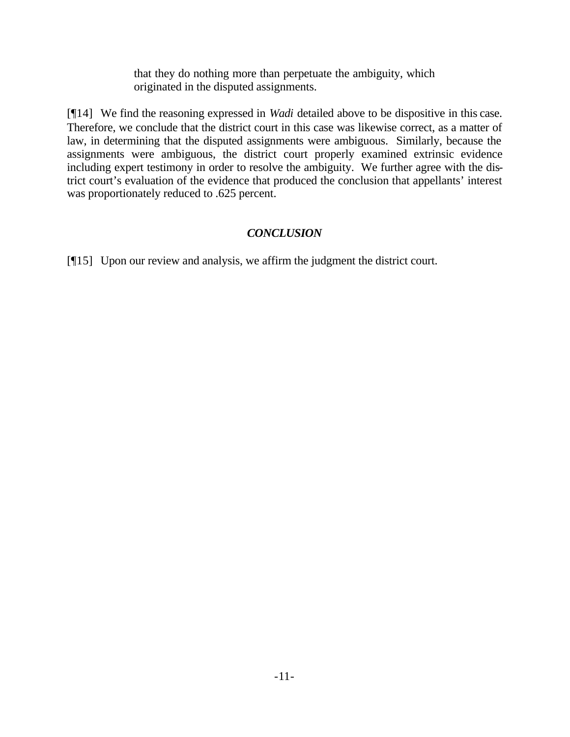> that they do nothing more than perpetuate the ambiguity, which originated in the disputed assignments.

[¶14] We find the reasoning expressed in *Wadi* detailed above to be dispositive in this case. Therefore, we conclude that the district court in this case was likewise correct, as a matter of law, in determining that the disputed assignments were ambiguous. Similarly, because the assignments were ambiguous, the district court properly examined extrinsic evidence including expert testimony in order to resolve the ambiguity. We further agree with the district court's evaluation of the evidence that produced the conclusion that appellants' interest was proportionately reduced to .625 percent.

### *CONCLUSION*

[¶15] Upon our review and analysis, we affirm the judgment the district court.